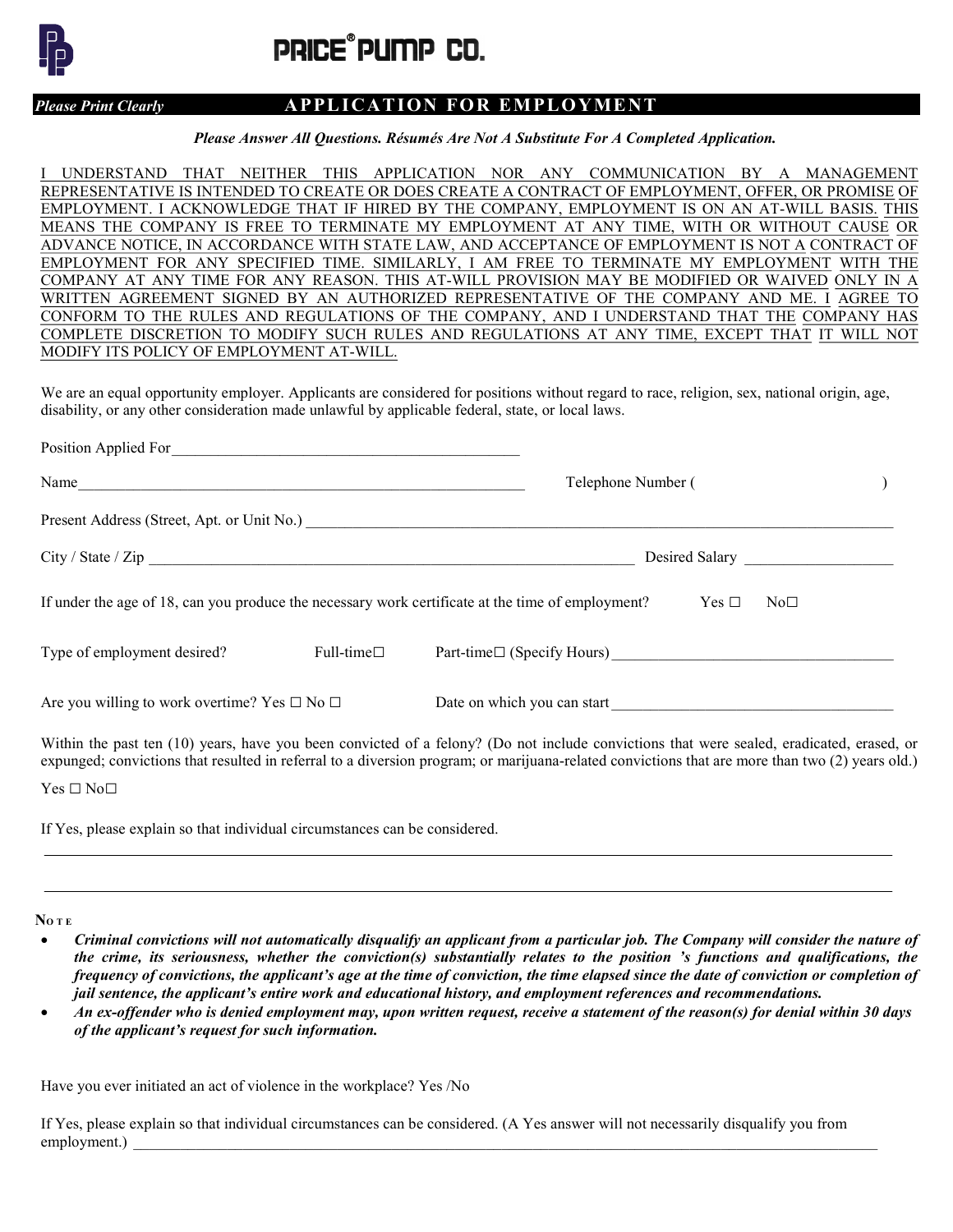# PRICE® PUMP CO.

*Please Print Clearly*

## APPLICATION FOR EMPLOYMENT

***Please Answer All Questions. Résumés Are Not A Substitute For A Completed Application.***

I UNDERSTAND THAT NEITHER THIS APPLICATION NOR ANY COMMUNICATION BY A MANAGEMENT REPRESENTATIVE IS INTENDED TO CREATE OR DOES CREATE A CONTRACT OF EMPLOYMENT, OFFER, OR PROMISE OF EMPLOYMENT. I ACKNOWLEDGE THAT IF HIRED BY THE COMPANY, EMPLOYMENT IS ON AN AT-WILL BASIS. THIS MEANS THE COMPANY IS FREE TO TERMINATE MY EMPLOYMENT AT ANY TIME, WITH OR WITHOUT CAUSE OR ADVANCE NOTICE, IN ACCORDANCE WITH STATE LAW, AND ACCEPTANCE OF EMPLOYMENT IS NOT A CONTRACT OF EMPLOYMENT FOR ANY SPECIFIED TIME. SIMILARLY, I AM FREE TO TERMINATE MY EMPLOYMENT WITH THE COMPANY AT ANY TIME FOR ANY REASON. THIS AT-WILL PROVISION MAY BE MODIFIED OR WAIVED ONLY IN A WRITTEN AGREEMENT SIGNED BY AN AUTHORIZED REPRESENTATIVE OF THE COMPANY AND ME. I AGREE TO CONFORM TO THE RULES AND REGULATIONS OF THE COMPANY, AND I UNDERSTAND THAT THE COMPANY HAS COMPLETE DISCRETION TO MODIFY SUCH RULES AND REGULATIONS AT ANY TIME, EXCEPT THAT IT WILL NOT MODIFY ITS POLICY OF EMPLOYMENT AT-WILL.

We are an equal opportunity employer. Applicants are considered for positions without regard to race, religion, sex, national origin, age, disability, or any other consideration made unlawful by applicable federal, state, or local laws.

Position Applied For_______________________________________________

Name____________________________________________________________ Telephone Number (                    )

Present Address (Street, Apt. or Unit No.) ____________________________________________________________________

City / State / Zip __________________________________________________________ Desired Salary ___________________

If under the age of 18, can you produce the necessary work certificate at the time of employment? Yes ☐ No☐

Type of employment desired? Full-time☐ Part-time☐ (Specify Hours)____________________________________

Are you willing to work overtime? Yes ☐ No ☐ Date on which you can start ____________________________________

Within the past ten (10) years, have you been convicted of a felony? (Do not include convictions that were sealed, eradicated, erased, or expunged; convictions that resulted in referral to a diversion program; or marijuana-related convictions that are more than two (2) years old.)

Yes ☐ No☐

If Yes, please explain so that individual circumstances can be considered.

______________________________________________________________________________________________________

______________________________________________________________________________________________________

**NOTE**

- ***Criminal convictions will not automatically disqualify an applicant from a particular job. The Company will consider the nature of the crime, its seriousness, whether the conviction(s) substantially relates to the position 's functions and qualifications, the frequency of convictions, the applicant's age at the time of conviction, the time elapsed since the date of conviction or completion of jail sentence, the applicant's entire work and educational history, and employment references and recommendations.***
- ***An ex-offender who is denied employment may, upon written request, receive a statement of the reason(s) for denial within 30 days of the applicant's request for such information.***

Have you ever initiated an act of violence in the workplace? Yes /No

If Yes, please explain so that individual circumstances can be considered. (A Yes answer will not necessarily disqualify you from employment.) ____________________________________________________________________________________________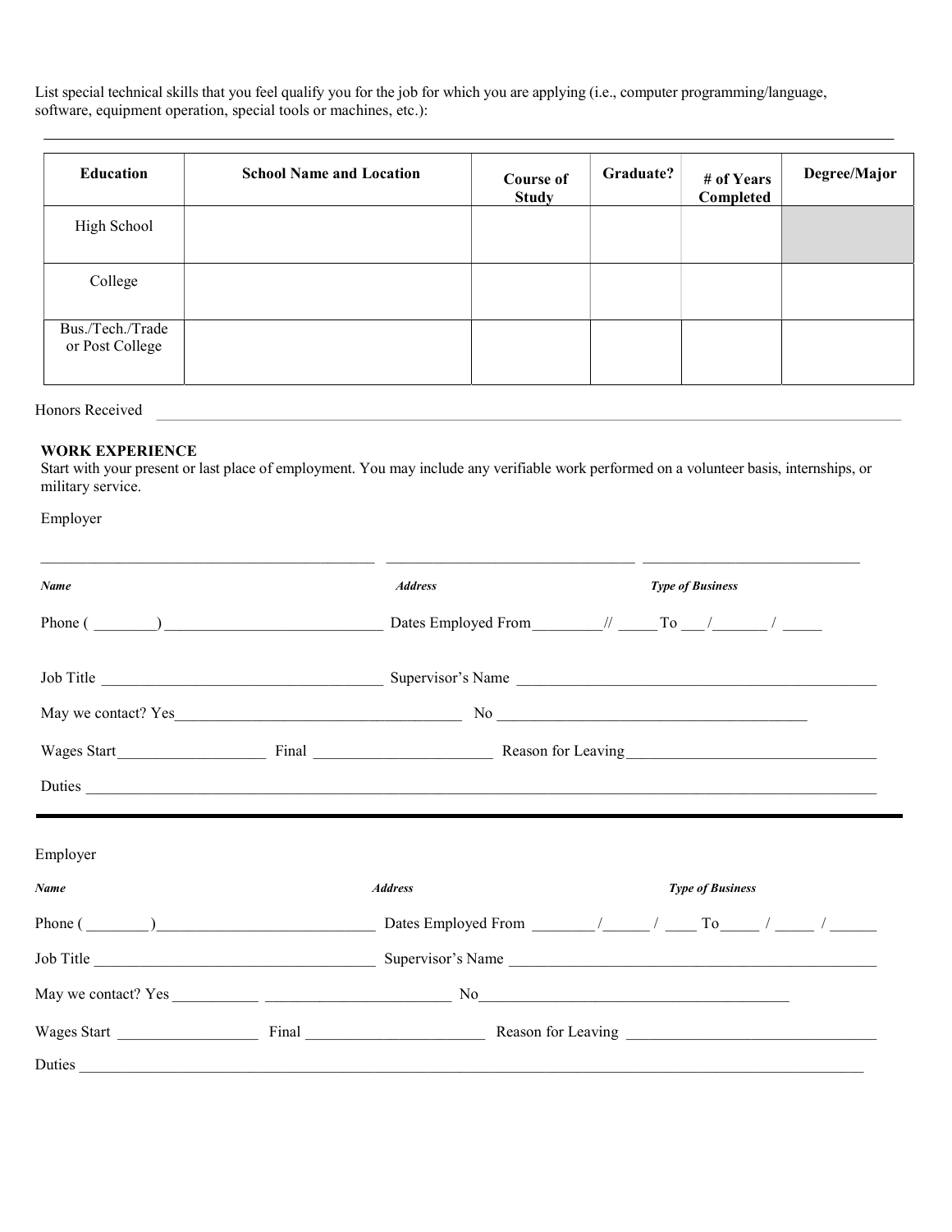List special technical skills that you feel qualify you for the job for which you are applying (i.e., computer programming/language, software, equipment operation, special tools or machines, etc.):

_______________________________________________________________________________________________

| Education | School Name and Location | Course of Study | Graduate? | # of Years Completed | Degree/Major |
|---|---|---|---|---|---|
| High School | | | | | |
| College | | | | | |
| Bus./Tech./Trade or Post College | | | | | |

Honors Received _______________________________________________________________________________

**WORK EXPERIENCE**

Start with your present or last place of employment. You may include any verifiable work performed on a volunteer basis, internships, or military service.

Employer

_____________________________________ _____________________________ ___________________________

***Name*** ***Address*** ***Type of Business***

Phone ( ________) ___________________________ Dates Employed From________// _____ To ___/_______ / _____

Job Title ___________________________________ Supervisor's Name _______________________________________________

May we contact? Yes_____________________________________ No _________________________________________

Wages Start___________________ Final _______________________ Reason for Leaving________________________________

Duties ______________________________________________________________________________________________

---

Employer

***Name*** ***Address*** ***Type of Business***

Phone ( ________)___________________________ Dates Employed From ________/______ / ____ To_____ / _____ / ______

Job Title ___________________________________ Supervisor's Name _______________________________________________

May we contact? Yes ___________ _______________________ No__________________________________________

Wages Start __________________ Final _______________________ Reason for Leaving ________________________________

Duties ______________________________________________________________________________________________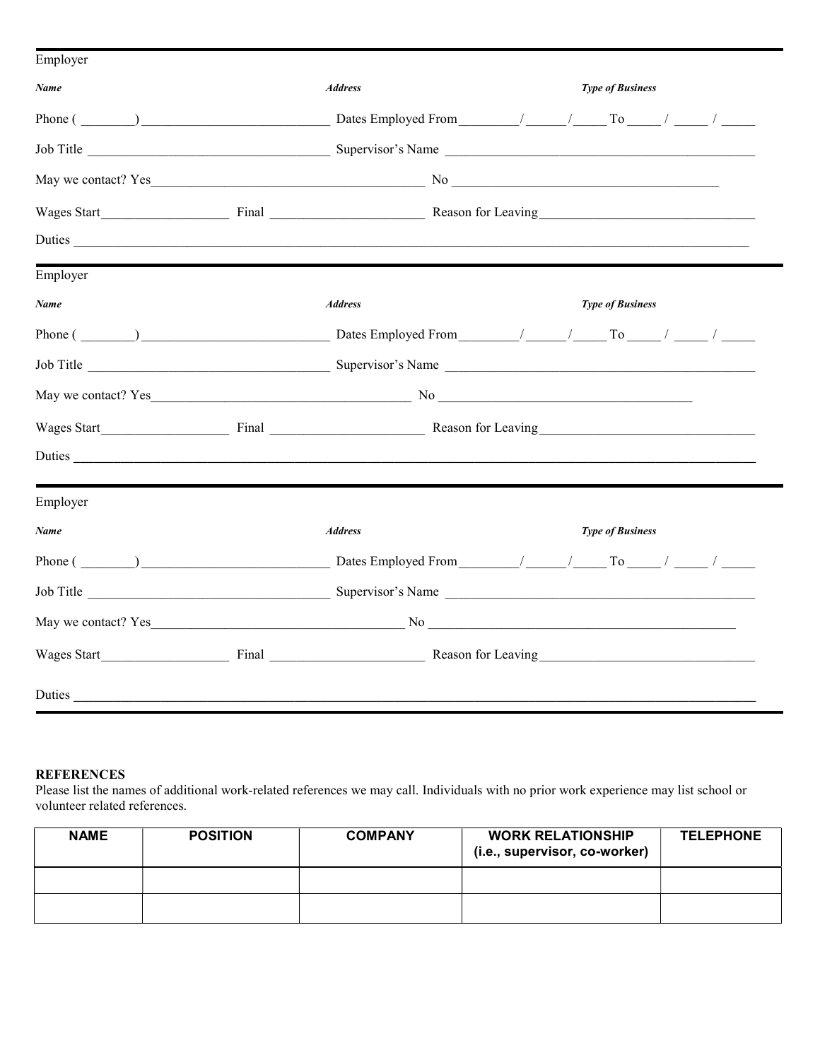Employer

***Name*** ***Address*** ***Type of Business***

Phone (________) ____________________________ Dates Employed From________/______/_____ To _____ / _____ / _____

Job Title ____________________________________ Supervisor's Name ______________________________________________

May we contact? Yes________________________________________ No ________________________________________

Wages Start___________________ Final _______________________ Reason for Leaving________________________________

Duties ____________________________________________________________________________________________________

Employer

***Name*** ***Address*** ***Type of Business***

Phone (________) ____________________________ Dates Employed From________/______/_____ To _____ / _____ / _____

Job Title ____________________________________ Supervisor's Name ______________________________________________

May we contact? Yes_______________________________________ No ______________________________________

Wages Start___________________ Final _______________________ Reason for Leaving________________________________

Duties ____________________________________________________________________________________________________

Employer

***Name*** ***Address*** ***Type of Business***

Phone (________) ____________________________ Dates Employed From________/______/_____ To _____ / _____ / _____

Job Title ____________________________________ Supervisor's Name ______________________________________________

May we contact? Yes______________________________________ No _______________________________________________

Wages Start___________________ Final _______________________ Reason for Leaving________________________________

Duties ____________________________________________________________________________________________________

**REFERENCES**

Please list the names of additional work-related references we may call. Individuals with no prior work experience may list school or volunteer related references.

| NAME | POSITION | COMPANY | WORK RELATIONSHIP (i.e., supervisor, co-worker) | TELEPHONE |
|---|---|---|---|---|
| | | | | |
| | | | | |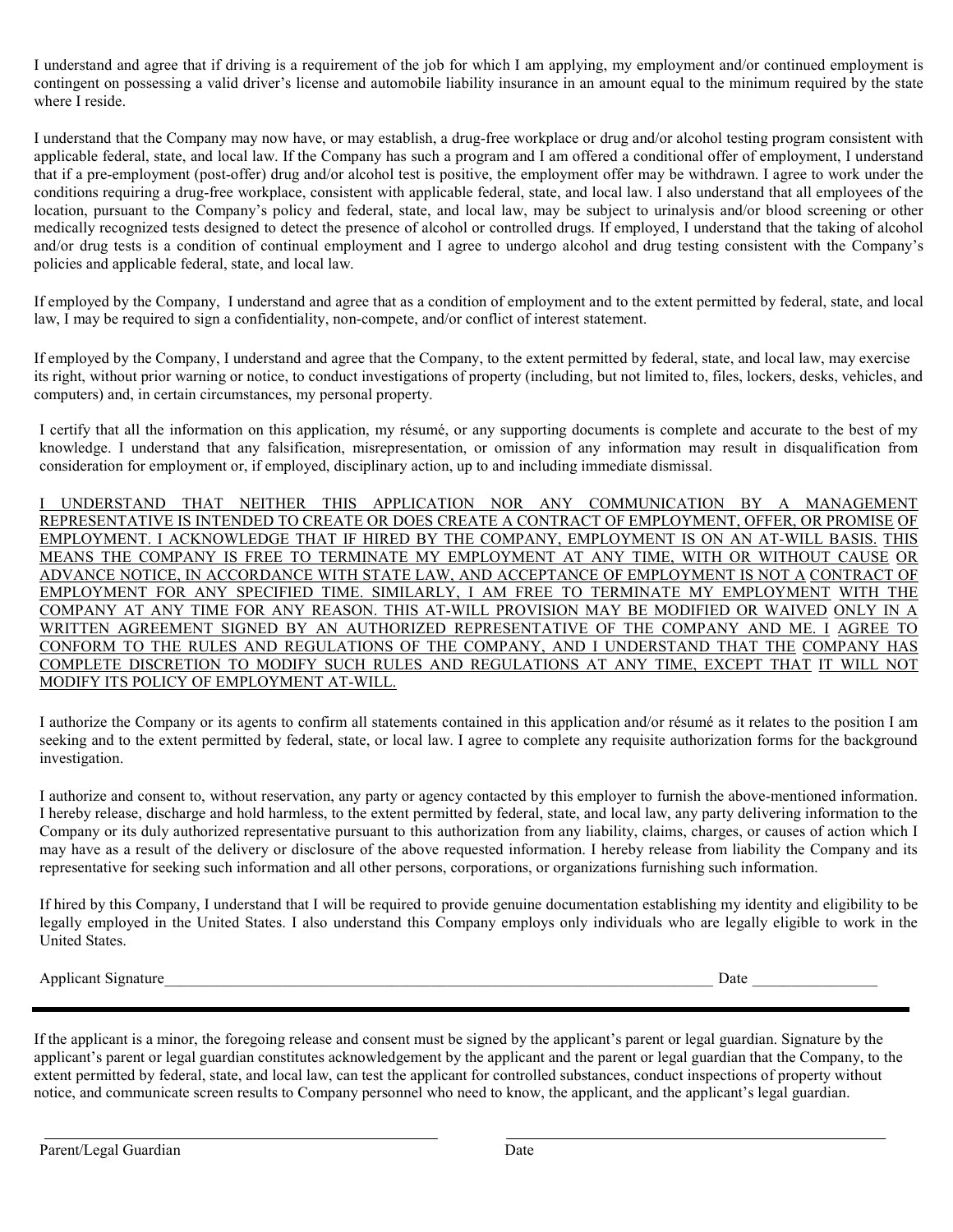I understand and agree that if driving is a requirement of the job for which I am applying, my employment and/or continued employment is contingent on possessing a valid driver's license and automobile liability insurance in an amount equal to the minimum required by the state where I reside.

I understand that the Company may now have, or may establish, a drug-free workplace or drug and/or alcohol testing program consistent with applicable federal, state, and local law. If the Company has such a program and I am offered a conditional offer of employment, I understand that if a pre-employment (post-offer) drug and/or alcohol test is positive, the employment offer may be withdrawn. I agree to work under the conditions requiring a drug-free workplace, consistent with applicable federal, state, and local law. I also understand that all employees of the location, pursuant to the Company's policy and federal, state, and local law, may be subject to urinalysis and/or blood screening or other medically recognized tests designed to detect the presence of alcohol or controlled drugs. If employed, I understand that the taking of alcohol and/or drug tests is a condition of continual employment and I agree to undergo alcohol and drug testing consistent with the Company's policies and applicable federal, state, and local law.

If employed by the Company, I understand and agree that as a condition of employment and to the extent permitted by federal, state, and local law, I may be required to sign a confidentiality, non-compete, and/or conflict of interest statement.

If employed by the Company, I understand and agree that the Company, to the extent permitted by federal, state, and local law, may exercise its right, without prior warning or notice, to conduct investigations of property (including, but not limited to, files, lockers, desks, vehicles, and computers) and, in certain circumstances, my personal property.

I certify that all the information on this application, my résumé, or any supporting documents is complete and accurate to the best of my knowledge. I understand that any falsification, misrepresentation, or omission of any information may result in disqualification from consideration for employment or, if employed, disciplinary action, up to and including immediate dismissal.

<u>I UNDERSTAND THAT NEITHER THIS APPLICATION NOR ANY COMMUNICATION BY A MANAGEMENT REPRESENTATIVE IS INTENDED TO CREATE OR DOES CREATE A CONTRACT OF EMPLOYMENT, OFFER, OR PROMISE OF EMPLOYMENT. I ACKNOWLEDGE THAT IF HIRED BY THE COMPANY, EMPLOYMENT IS ON AN AT-WILL BASIS. THIS MEANS THE COMPANY IS FREE TO TERMINATE MY EMPLOYMENT AT ANY TIME, WITH OR WITHOUT CAUSE OR ADVANCE NOTICE, IN ACCORDANCE WITH STATE LAW, AND ACCEPTANCE OF EMPLOYMENT IS NOT A CONTRACT OF EMPLOYMENT FOR ANY SPECIFIED TIME. SIMILARLY, I AM FREE TO TERMINATE MY EMPLOYMENT WITH THE COMPANY AT ANY TIME FOR ANY REASON. THIS AT-WILL PROVISION MAY BE MODIFIED OR WAIVED ONLY IN A WRITTEN AGREEMENT SIGNED BY AN AUTHORIZED REPRESENTATIVE OF THE COMPANY AND ME. I AGREE TO CONFORM TO THE RULES AND REGULATIONS OF THE COMPANY, AND I UNDERSTAND THAT THE COMPANY HAS COMPLETE DISCRETION TO MODIFY SUCH RULES AND REGULATIONS AT ANY TIME, EXCEPT THAT IT WILL NOT MODIFY ITS POLICY OF EMPLOYMENT AT-WILL.</u>

I authorize the Company or its agents to confirm all statements contained in this application and/or résumé as it relates to the position I am seeking and to the extent permitted by federal, state, or local law. I agree to complete any requisite authorization forms for the background investigation.

I authorize and consent to, without reservation, any party or agency contacted by this employer to furnish the above-mentioned information. I hereby release, discharge and hold harmless, to the extent permitted by federal, state, and local law, any party delivering information to the Company or its duly authorized representative pursuant to this authorization from any liability, claims, charges, or causes of action which I may have as a result of the delivery or disclosure of the above requested information. I hereby release from liability the Company and its representative for seeking such information and all other persons, corporations, or organizations furnishing such information.

If hired by this Company, I understand that I will be required to provide genuine documentation establishing my identity and eligibility to be legally employed in the United States. I also understand this Company employs only individuals who are legally eligible to work in the United States.

Applicant Signature_____________________________________________ Date ________________

---

If the applicant is a minor, the foregoing release and consent must be signed by the applicant's parent or legal guardian. Signature by the applicant's parent or legal guardian constitutes acknowledgement by the applicant and the parent or legal guardian that the Company, to the extent permitted by federal, state, and local law, can test the applicant for controlled substances, conduct inspections of property without notice, and communicate screen results to Company personnel who need to know, the applicant, and the applicant's legal guardian.

_____________________________________________ _____________________________________________

Parent/Legal Guardian Date